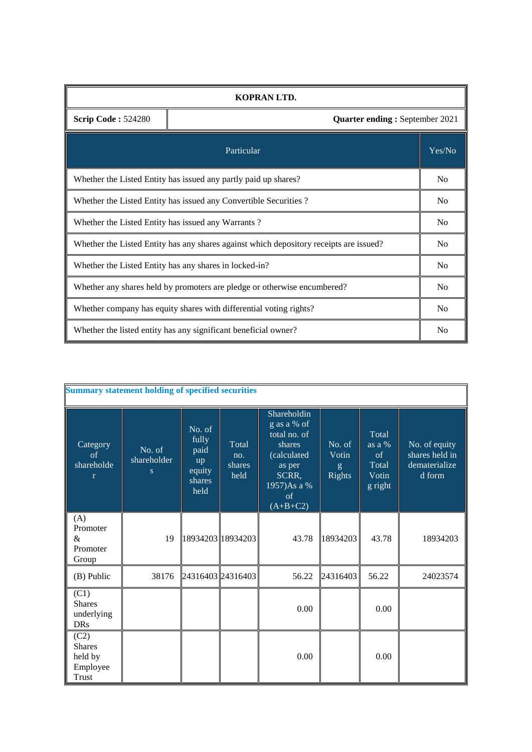| KOPRAN LTD. | |
|---|---|
| **Scrip Code :** 524280 | **Quarter ending :** September 2021 |

| Particular | Yes/No |
|---|---|
| Whether the Listed Entity has issued any partly paid up shares? | No |
| Whether the Listed Entity has issued any Convertible Securities ? | No |
| Whether the Listed Entity has issued any Warrants ? | No |
| Whether the Listed Entity has any shares against which depository receipts are issued? | No |
| Whether the Listed Entity has any shares in locked-in? | No |
| Whether any shares held by promoters are pledge or otherwise encumbered? | No |
| Whether company has equity shares with differential voting rights? | No |
| Whether the listed entity has any significant beneficial owner? | No |

**Summary statement holding of specified securities**

| Category of shareholder | No. of shareholders | No. of fully paid up equity shares held | Total no. shares held | Shareholding as a % of total no. of shares (calculated as per SCRR, 1957)As a % of (A+B+C2) | No. of Voting Rights | Total as a % of Total Voting right | No. of equity shares held in dematerialized form |
|---|---|---|---|---|---|---|---|
| (A) Promoter & Promoter Group | 19 | 18934203 | 18934203 | 43.78 | 18934203 | 43.78 | 18934203 |
| (B) Public | 38176 | 24316403 | 24316403 | 56.22 | 24316403 | 56.22 | 24023574 |
| (C1) Shares underlying DRs | | | | 0.00 | | 0.00 | |
| (C2) Shares held by Employee Trust | | | | 0.00 | | 0.00 | |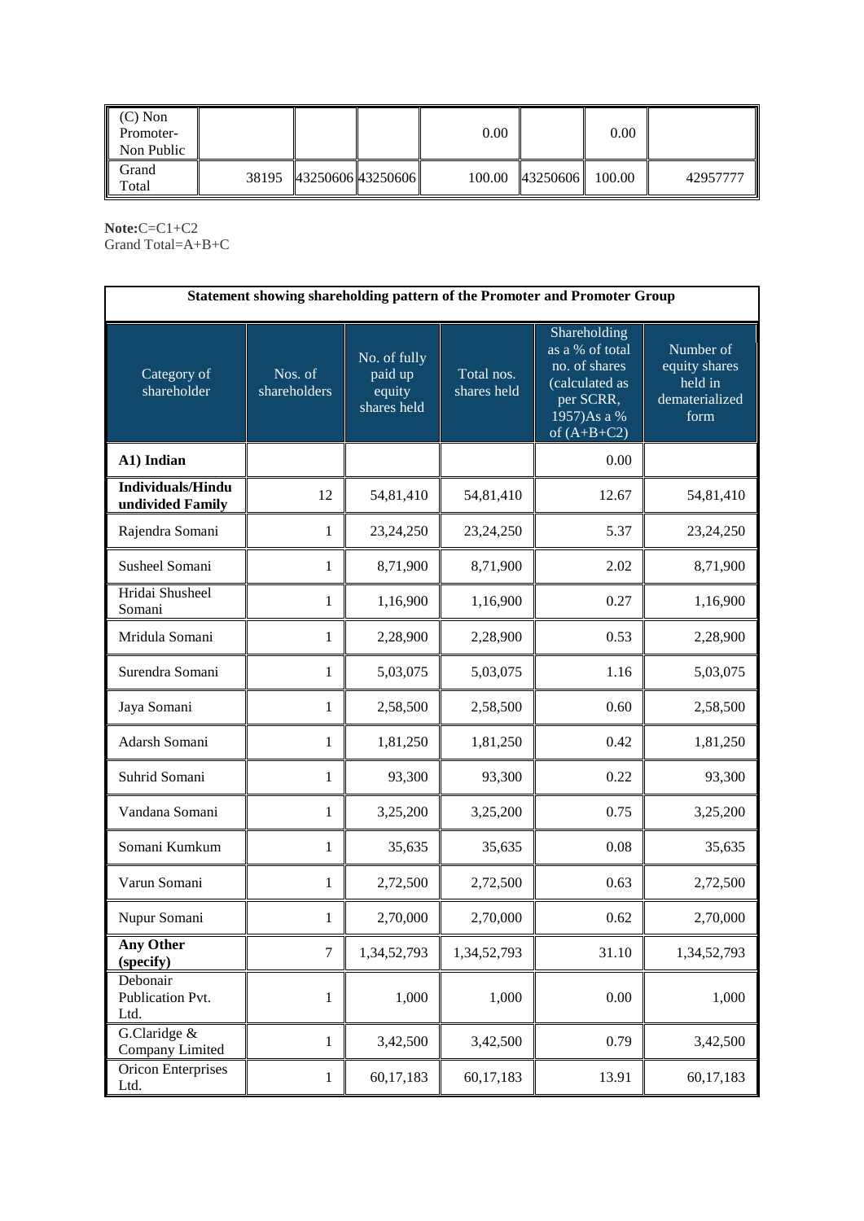| (C) Non Promoter-Non Public | | | | 0.00 | | 0.00 | |
|---|---|---|---|---|---|---|---|
| Grand Total | 38195 | 43250606 | 43250606 | 100.00 | 43250606 | 100.00 | 42957777 |

**Note:**C=C1+C2
Grand Total=A+B+C

**Statement showing shareholding pattern of the Promoter and Promoter Group**

| Category of shareholder | Nos. of shareholders | No. of fully paid up equity shares held | Total nos. shares held | Shareholding as a % of total no. of shares (calculated as per SCRR, 1957)As a % of (A+B+C2) | Number of equity shares held in dematerialized form |
|---|---|---|---|---|---|
| **A1) Indian** | | | | 0.00 | |
| **Individuals/Hindu undivided Family** | 12 | 54,81,410 | 54,81,410 | 12.67 | 54,81,410 |
| Rajendra Somani | 1 | 23,24,250 | 23,24,250 | 5.37 | 23,24,250 |
| Susheel Somani | 1 | 8,71,900 | 8,71,900 | 2.02 | 8,71,900 |
| Hridai Shusheel Somani | 1 | 1,16,900 | 1,16,900 | 0.27 | 1,16,900 |
| Mridula Somani | 1 | 2,28,900 | 2,28,900 | 0.53 | 2,28,900 |
| Surendra Somani | 1 | 5,03,075 | 5,03,075 | 1.16 | 5,03,075 |
| Jaya Somani | 1 | 2,58,500 | 2,58,500 | 0.60 | 2,58,500 |
| Adarsh Somani | 1 | 1,81,250 | 1,81,250 | 0.42 | 1,81,250 |
| Suhrid Somani | 1 | 93,300 | 93,300 | 0.22 | 93,300 |
| Vandana Somani | 1 | 3,25,200 | 3,25,200 | 0.75 | 3,25,200 |
| Somani Kumkum | 1 | 35,635 | 35,635 | 0.08 | 35,635 |
| Varun Somani | 1 | 2,72,500 | 2,72,500 | 0.63 | 2,72,500 |
| Nupur Somani | 1 | 2,70,000 | 2,70,000 | 0.62 | 2,70,000 |
| **Any Other (specify)** | 7 | 1,34,52,793 | 1,34,52,793 | 31.10 | 1,34,52,793 |
| Debonair Publication Pvt. Ltd. | 1 | 1,000 | 1,000 | 0.00 | 1,000 |
| G.Claridge & Company Limited | 1 | 3,42,500 | 3,42,500 | 0.79 | 3,42,500 |
| Oricon Enterprises Ltd. | 1 | 60,17,183 | 60,17,183 | 13.91 | 60,17,183 |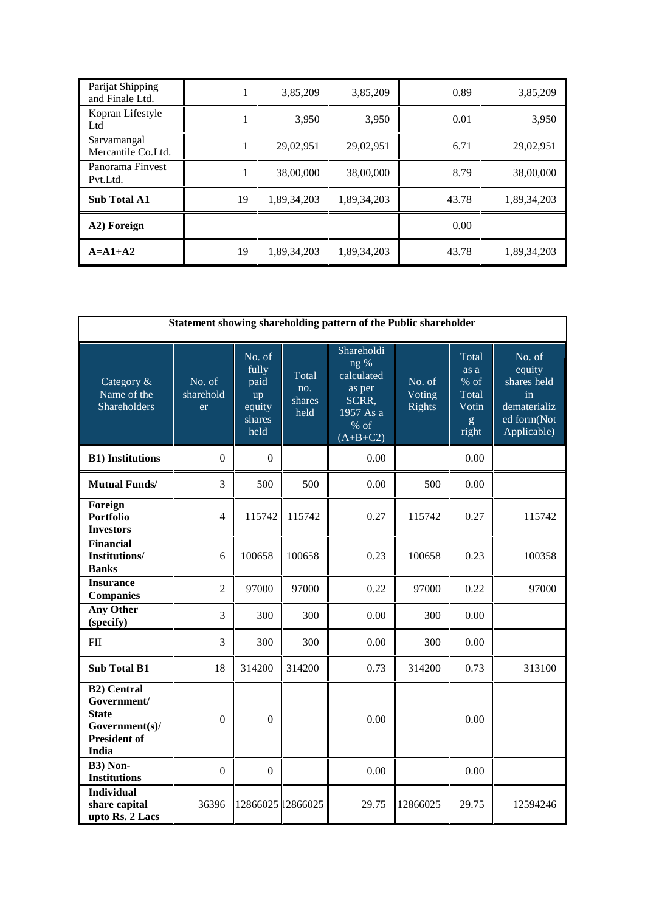| Parijat Shipping and Finale Ltd. | 1 | 3,85,209 | 3,85,209 | 0.89 | 3,85,209 |
|---|---|---|---|---|---|
| Kopran Lifestyle Ltd | 1 | 3,950 | 3,950 | 0.01 | 3,950 |
| Sarvamangal Mercantile Co.Ltd. | 1 | 29,02,951 | 29,02,951 | 6.71 | 29,02,951 |
| Panorama Finvest Pvt.Ltd. | 1 | 38,00,000 | 38,00,000 | 8.79 | 38,00,000 |
| **Sub Total A1** | 19 | 1,89,34,203 | 1,89,34,203 | 43.78 | 1,89,34,203 |
| **A2) Foreign** | | | | 0.00 | |
| **A=A1+A2** | 19 | 1,89,34,203 | 1,89,34,203 | 43.78 | 1,89,34,203 |

**Statement showing shareholding pattern of the Public shareholder**

| Category & Name of the Shareholders | No. of shareholder | No. of fully paid up equity shares held | Total no. shares held | Shareholding % calculated as per SCRR, 1957 As a % of (A+B+C2) | No. of Voting Rights | Total as a % of Total Voting right | No. of equity shares held in dematerialized form(Not Applicable) |
|---|---|---|---|---|---|---|---|
| **B1) Institutions** | 0 | 0 | | 0.00 | | 0.00 | |
| **Mutual Funds/** | 3 | 500 | 500 | 0.00 | 500 | 0.00 | |
| **Foreign Portfolio Investors** | 4 | 115742 | 115742 | 0.27 | 115742 | 0.27 | 115742 |
| **Financial Institutions/ Banks** | 6 | 100658 | 100658 | 0.23 | 100658 | 0.23 | 100358 |
| **Insurance Companies** | 2 | 97000 | 97000 | 0.22 | 97000 | 0.22 | 97000 |
| **Any Other (specify)** | 3 | 300 | 300 | 0.00 | 300 | 0.00 | |
| FII | 3 | 300 | 300 | 0.00 | 300 | 0.00 | |
| **Sub Total B1** | 18 | 314200 | 314200 | 0.73 | 314200 | 0.73 | 313100 |
| **B2) Central Government/ State Government(s)/ President of India** | 0 | 0 | | 0.00 | | 0.00 | |
| **B3) Non-Institutions** | 0 | 0 | | 0.00 | | 0.00 | |
| **Individual share capital upto Rs. 2 Lacs** | 36396 | 12866025 | 12866025 | 29.75 | 12866025 | 29.75 | 12594246 |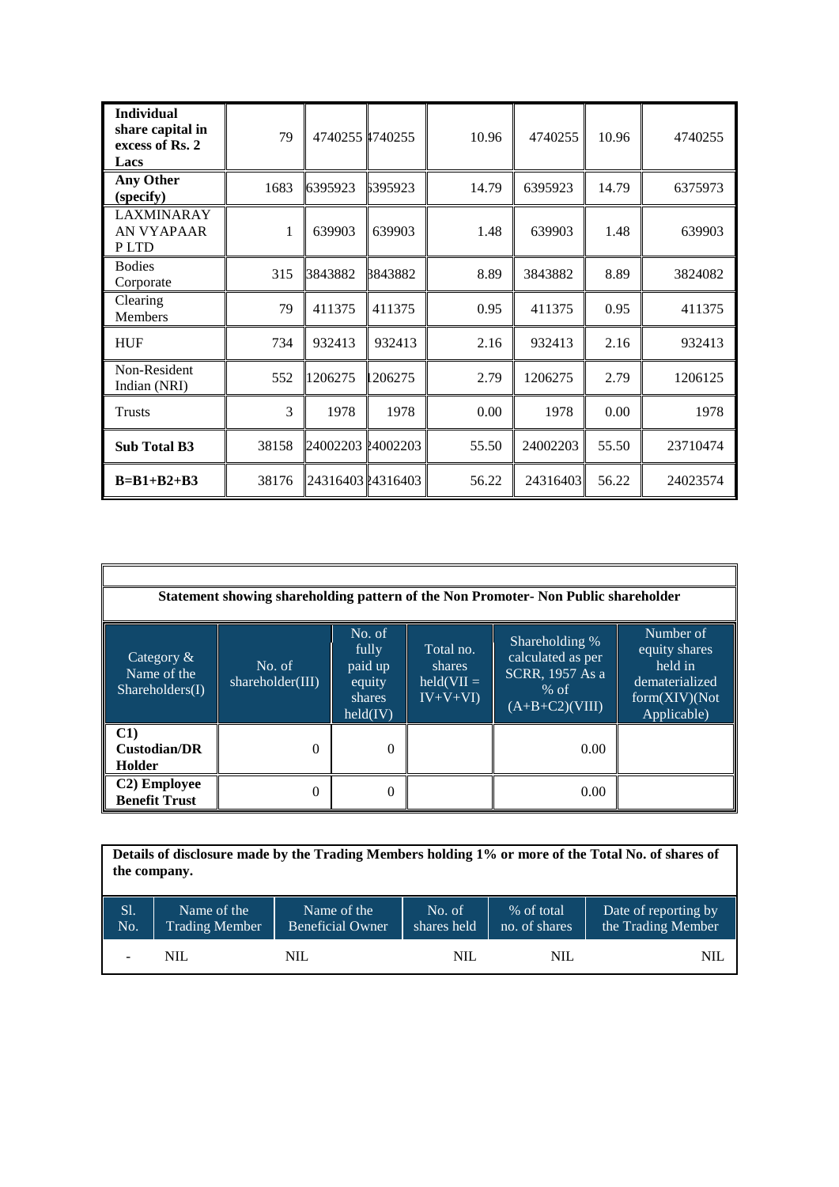| | | | | | | | |
|---|---|---|---|---|---|---|---|
| **Individual share capital in excess of Rs. 2 Lacs** | 79 | 4740255 | 4740255 | 10.96 | 4740255 | 10.96 | 4740255 |
| **Any Other (specify)** | 1683 | 6395923 | 6395923 | 14.79 | 6395923 | 14.79 | 6375973 |
| LAXMINARAYAN VYAPAAR P LTD | 1 | 639903 | 639903 | 1.48 | 639903 | 1.48 | 639903 |
| Bodies Corporate | 315 | 3843882 | 3843882 | 8.89 | 3843882 | 8.89 | 3824082 |
| Clearing Members | 79 | 411375 | 411375 | 0.95 | 411375 | 0.95 | 411375 |
| HUF | 734 | 932413 | 932413 | 2.16 | 932413 | 2.16 | 932413 |
| Non-Resident Indian (NRI) | 552 | 1206275 | 1206275 | 2.79 | 1206275 | 2.79 | 1206125 |
| Trusts | 3 | 1978 | 1978 | 0.00 | 1978 | 0.00 | 1978 |
| **Sub Total B3** | 38158 | 24002203 | 24002203 | 55.50 | 24002203 | 55.50 | 23710474 |
| **B=B1+B2+B3** | 38176 | 24316403 | 24316403 | 56.22 | 24316403 | 56.22 | 24023574 |

**Statement showing shareholding pattern of the Non Promoter- Non Public shareholder**

| Category & Name of the Shareholders(I) | No. of shareholder(III) | No. of fully paid up equity shares held(IV) | Total no. shares held(VII = IV+V+VI) | Shareholding % calculated as per SCRR, 1957 As a % of (A+B+C2)(VIII) | Number of equity shares held in dematerialized form(XIV)(Not Applicable) |
|---|---|---|---|---|---|
| **C1) Custodian/DR Holder** | 0 | 0 | | 0.00 | |
| **C2) Employee Benefit Trust** | 0 | 0 | | 0.00 | |

**Details of disclosure made by the Trading Members holding 1% or more of the Total No. of shares of the company.**

| Sl. No. | Name of the Trading Member | Name of the Beneficial Owner | No. of shares held | % of total no. of shares | Date of reporting by the Trading Member |
|---|---|---|---|---|---|
| - | NIL | NIL | NIL | NIL | NIL |